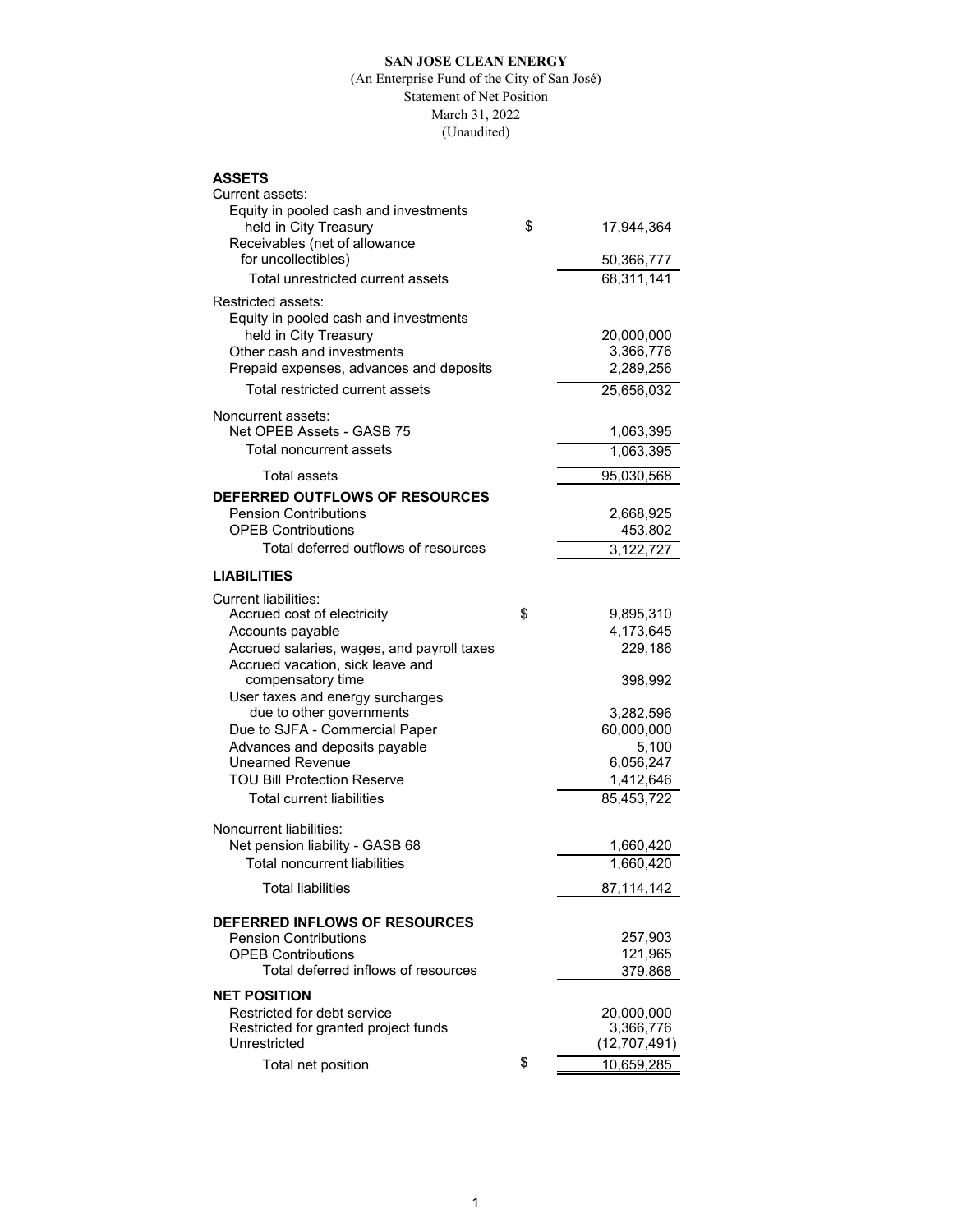**SAN JOSE CLEAN ENERGY**

(An Enterprise Fund of the City of San José)

Statement of Net Position

March 31, 2022

(Unaudited)

| | | |
|---|---|---|
| **ASSETS** | | |
| Current assets: | | |
| Equity in pooled cash and investments held in City Treasury | $ | 17,944,364 |
| Receivables (net of allowance for uncollectibles) | | 50,366,777 |
| Total unrestricted current assets | | 68,311,141 |
| Restricted assets: | | |
| Equity in pooled cash and investments held in City Treasury | | 20,000,000 |
| Other cash and investments | | 3,366,776 |
| Prepaid expenses, advances and deposits | | 2,289,256 |
| Total restricted current assets | | 25,656,032 |
| Noncurrent assets: | | |
| Net OPEB Assets - GASB 75 | | 1,063,395 |
| Total noncurrent assets | | 1,063,395 |
| Total assets | | 95,030,568 |
| **DEFERRED OUTFLOWS OF RESOURCES** | | |
| Pension Contributions | | 2,668,925 |
| OPEB Contributions | | 453,802 |
| Total deferred outflows of resources | | 3,122,727 |
| **LIABILITIES** | | |
| Current liabilities: | | |
| Accrued cost of electricity | $ | 9,895,310 |
| Accounts payable | | 4,173,645 |
| Accrued salaries, wages, and payroll taxes | | 229,186 |
| Accrued vacation, sick leave and compensatory time | | 398,992 |
| User taxes and energy surcharges due to other governments | | 3,282,596 |
| Due to SJFA - Commercial Paper | | 60,000,000 |
| Advances and deposits payable | | 5,100 |
| Unearned Revenue | | 6,056,247 |
| TOU Bill Protection Reserve | | 1,412,646 |
| Total current liabilities | | 85,453,722 |
| Noncurrent liabilities: | | |
| Net pension liability - GASB 68 | | 1,660,420 |
| Total noncurrent liabilities | | 1,660,420 |
| Total liabilities | | 87,114,142 |
| **DEFERRED INFLOWS OF RESOURCES** | | |
| Pension Contributions | | 257,903 |
| OPEB Contributions | | 121,965 |
| Total deferred inflows of resources | | 379,868 |
| **NET POSITION** | | |
| Restricted for debt service | | 20,000,000 |
| Restricted for granted project funds | | 3,366,776 |
| Unrestricted | | (12,707,491) |
| Total net position | $ | 10,659,285 |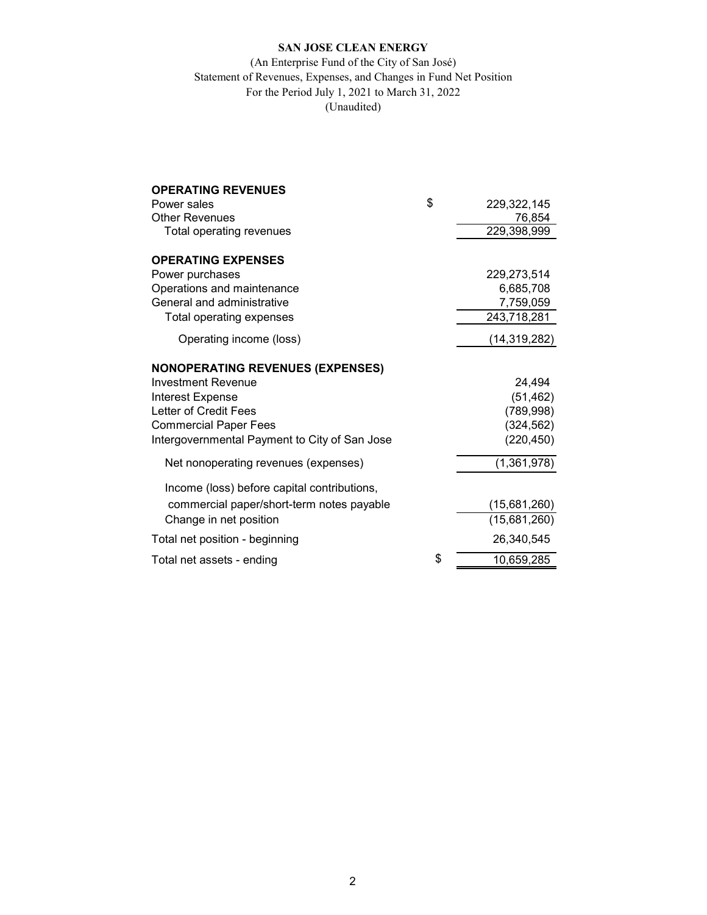**SAN JOSE CLEAN ENERGY**

(An Enterprise Fund of the City of San José)

Statement of Revenues, Expenses, and Changes in Fund Net Position

For the Period July 1, 2021 to March 31, 2022

(Unaudited)

| | | |
|---|---|---|
| **OPERATING REVENUES** | | |
| Power sales | $ | 229,322,145 |
| Other Revenues | | 76,854 |
| Total operating revenues | | 229,398,999 |
| **OPERATING EXPENSES** | | |
| Power purchases | | 229,273,514 |
| Operations and maintenance | | 6,685,708 |
| General and administrative | | 7,759,059 |
| Total operating expenses | | 243,718,281 |
| Operating income (loss) | | (14,319,282) |
| **NONOPERATING REVENUES (EXPENSES)** | | |
| Investment Revenue | | 24,494 |
| Interest Expense | | (51,462) |
| Letter of Credit Fees | | (789,998) |
| Commercial Paper Fees | | (324,562) |
| Intergovernmental Payment to City of San Jose | | (220,450) |
| Net nonoperating revenues (expenses) | | (1,361,978) |
| Income (loss) before capital contributions, commercial paper/short-term notes payable | | (15,681,260) |
| Change in net position | | (15,681,260) |
| Total net position - beginning | | 26,340,545 |
| Total net assets - ending | $ | 10,659,285 |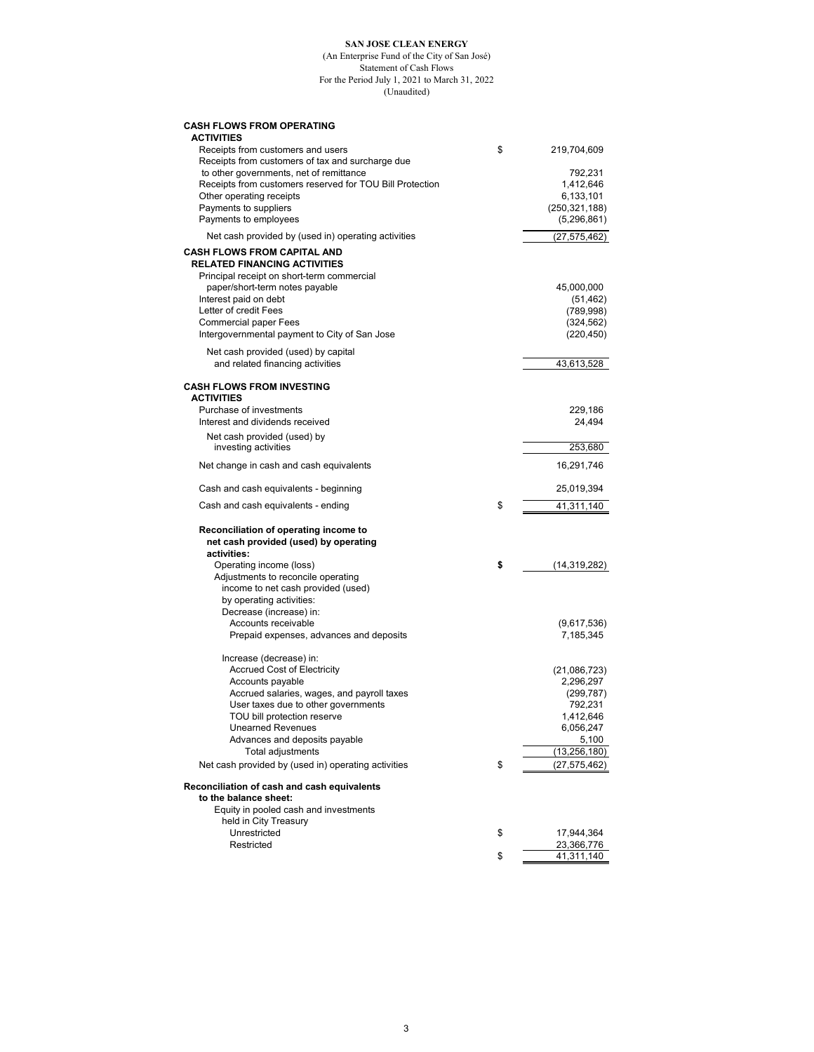**SAN JOSE CLEAN ENERGY**
(An Enterprise Fund of the City of San José)
Statement of Cash Flows
For the Period July 1, 2021 to March 31, 2022
(Unaudited)

| | | |
|---|---|---|
| **CASH FLOWS FROM OPERATING ACTIVITIES** | | |
| Receipts from customers and users | $ | 219,704,609 |
| Receipts from customers of tax and surcharge due to other governments, net of remittance | | 792,231 |
| Receipts from customers reserved for TOU Bill Protection | | 1,412,646 |
| Other operating receipts | | 6,133,101 |
| Payments to suppliers | | (250,321,188) |
| Payments to employees | | (5,296,861) |
| Net cash provided by (used in) operating activities | | (27,575,462) |
| **CASH FLOWS FROM CAPITAL AND RELATED FINANCING ACTIVITIES** | | |
| Principal receipt on short-term commercial paper/short-term notes payable | | 45,000,000 |
| Interest paid on debt | | (51,462) |
| Letter of credit Fees | | (789,998) |
| Commercial paper Fees | | (324,562) |
| Intergovernmental payment to City of San Jose | | (220,450) |
| Net cash provided (used) by capital and related financing activities | | 43,613,528 |
| **CASH FLOWS FROM INVESTING ACTIVITIES** | | |
| Purchase of investments | | 229,186 |
| Interest and dividends received | | 24,494 |
| Net cash provided (used) by investing activities | | 253,680 |
| Net change in cash and cash equivalents | | 16,291,746 |
| Cash and cash equivalents - beginning | | 25,019,394 |
| Cash and cash equivalents - ending | $ | 41,311,140 |
| **Reconciliation of operating income to net cash provided (used) by operating activities:** | | |
| Operating income (loss) | **$** | (14,319,282) |
| Adjustments to reconcile operating income to net cash provided (used) by operating activities: | | |
| Decrease (increase) in: | | |
| Accounts receivable | | (9,617,536) |
| Prepaid expenses, advances and deposits | | 7,185,345 |
| Increase (decrease) in: | | |
| Accrued Cost of Electricity | | (21,086,723) |
| Accounts payable | | 2,296,297 |
| Accrued salaries, wages, and payroll taxes | | (299,787) |
| User taxes due to other governments | | 792,231 |
| TOU bill protection reserve | | 1,412,646 |
| Unearned Revenues | | 6,056,247 |
| Advances and deposits payable | | 5,100 |
| Total adjustments | | (13,256,180) |
| Net cash provided by (used in) operating activities | $ | (27,575,462) |
| **Reconciliation of cash and cash equivalents to the balance sheet:** | | |
| Equity in pooled cash and investments held in City Treasury | | |
| Unrestricted | $ | 17,944,364 |
| Restricted | | 23,366,776 |
| | $ | 41,311,140 |